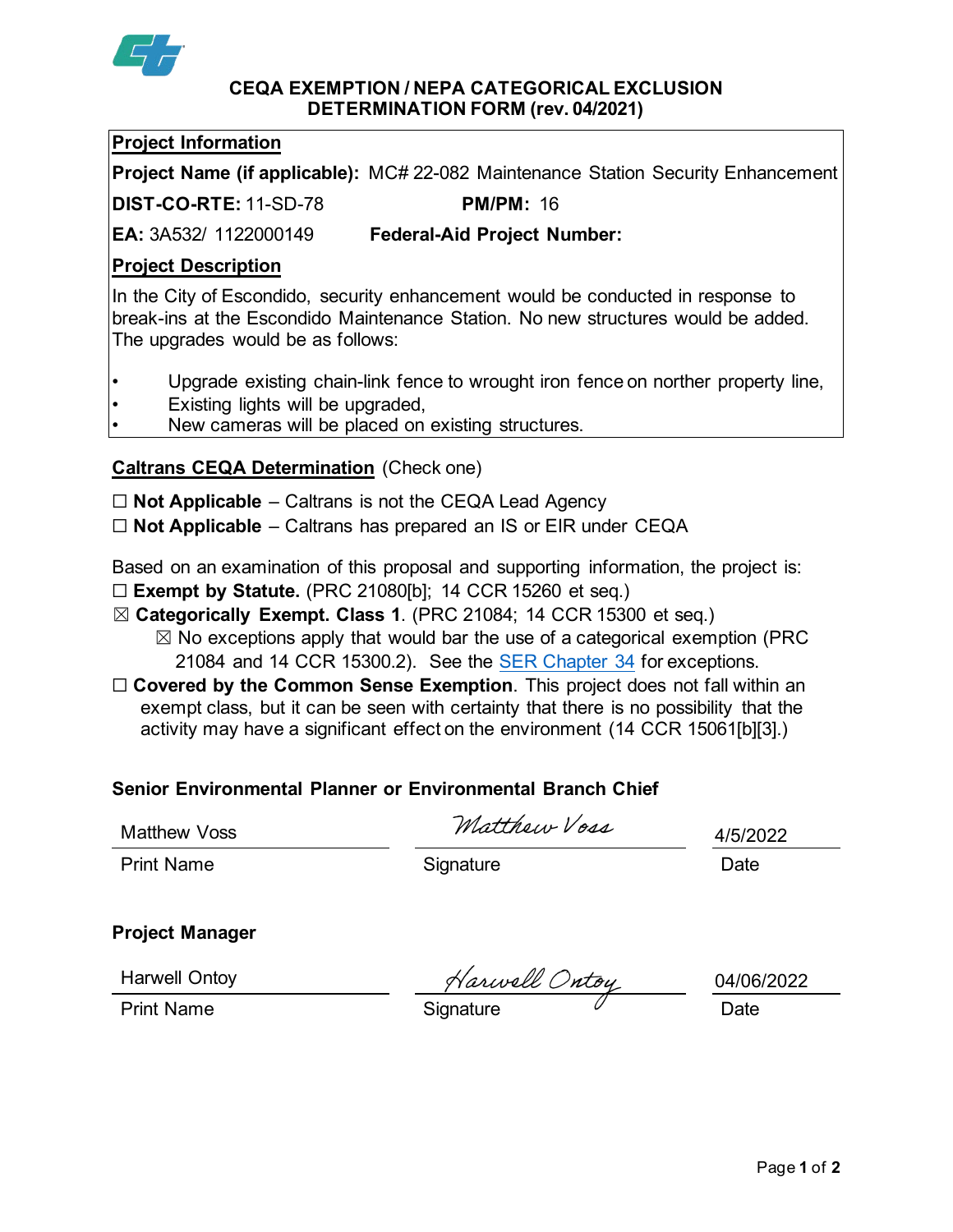# CEQA EXEMPTION / NEPA CATEGORICAL EXCLUSION DETERMINATION FORM (rev. 04/2021)

**Project Information**

**Project Name (if applicable):** MC# 22-082 Maintenance Station Security Enhancement

**DIST-CO-RTE:** 11-SD-78 **PM/PM:** 16

**EA:** 3A532/ 1122000149 **Federal-Aid Project Number:**

**Project Description**

In the City of Escondido, security enhancement would be conducted in response to break-ins at the Escondido Maintenance Station. No new structures would be added. The upgrades would be as follows:

- Upgrade existing chain-link fence to wrought iron fence on norther property line,
- Existing lights will be upgraded,
- New cameras will be placed on existing structures.

**Caltrans CEQA Determination** (Check one)

☐ **Not Applicable** – Caltrans is not the CEQA Lead Agency

☐ **Not Applicable** – Caltrans has prepared an IS or EIR under CEQA

Based on an examination of this proposal and supporting information, the project is:

☐ **Exempt by Statute.** (PRC 21080[b]; 14 CCR 15260 et seq.)

☒ **Categorically Exempt. Class 1**. (PRC 21084; 14 CCR 15300 et seq.)

☒ No exceptions apply that would bar the use of a categorical exemption (PRC 21084 and 14 CCR 15300.2). See the SER Chapter 34 for exceptions.

☐ **Covered by the Common Sense Exemption**. This project does not fall within an exempt class, but it can be seen with certainty that there is no possibility that the activity may have a significant effect on the environment (14 CCR 15061[b][3].)

**Senior Environmental Planner or Environmental Branch Chief**

| Matthew Voss | *Matthew Voss* | 4/5/2022 |
|---|---|---|
| Print Name | Signature | Date |

**Project Manager**

| Harwell Ontoy | *Harwell Ontoy* | 04/06/2022 |
|---|---|---|
| Print Name | Signature | Date |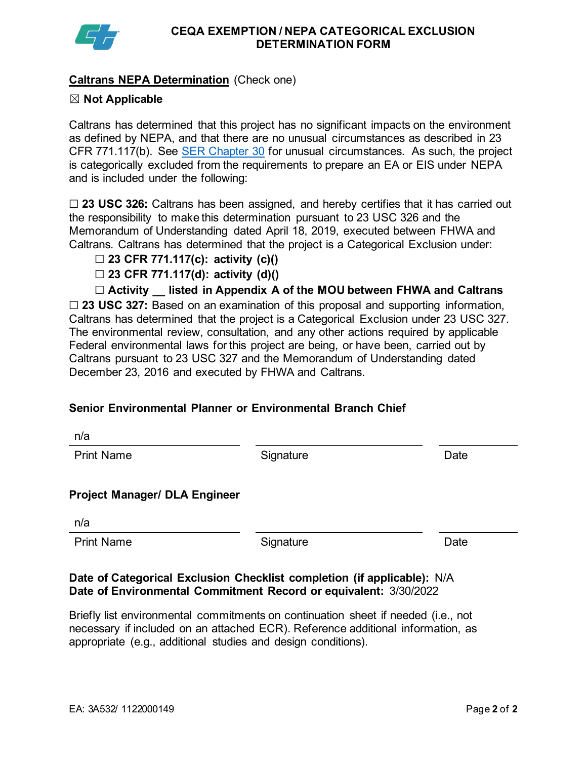# CEQA EXEMPTION / NEPA CATEGORICAL EXCLUSION DETERMINATION FORM

**Caltrans NEPA Determination** (Check one)

☒ **Not Applicable**

Caltrans has determined that this project has no significant impacts on the environment as defined by NEPA, and that there are no unusual circumstances as described in 23 CFR 771.117(b). See SER Chapter 30 for unusual circumstances. As such, the project is categorically excluded from the requirements to prepare an EA or EIS under NEPA and is included under the following:

☐ **23 USC 326:** Caltrans has been assigned, and hereby certifies that it has carried out the responsibility to make this determination pursuant to 23 USC 326 and the Memorandum of Understanding dated April 18, 2019, executed between FHWA and Caltrans. Caltrans has determined that the project is a Categorical Exclusion under:

- ☐ **23 CFR 771.117(c): activity (c)()**
- ☐ **23 CFR 771.117(d): activity (d)()**
- ☐ **Activity __ listed in Appendix A of the MOU between FHWA and Caltrans**

☐ **23 USC 327:** Based on an examination of this proposal and supporting information, Caltrans has determined that the project is a Categorical Exclusion under 23 USC 327. The environmental review, consultation, and any other actions required by applicable Federal environmental laws for this project are being, or have been, carried out by Caltrans pursuant to 23 USC 327 and the Memorandum of Understanding dated December 23, 2016 and executed by FHWA and Caltrans.

**Senior Environmental Planner or Environmental Branch Chief**

| Print Name | Signature | Date |
|---|---|---|
| n/a | | |

**Project Manager/ DLA Engineer**

| Print Name | Signature | Date |
|---|---|---|
| n/a | | |

**Date of Categorical Exclusion Checklist completion (if applicable):** N/A
**Date of Environmental Commitment Record or equivalent:** 3/30/2022

Briefly list environmental commitments on continuation sheet if needed (i.e., not necessary if included on an attached ECR). Reference additional information, as appropriate (e.g., additional studies and design conditions).

EA: 3A532/ 1122000149